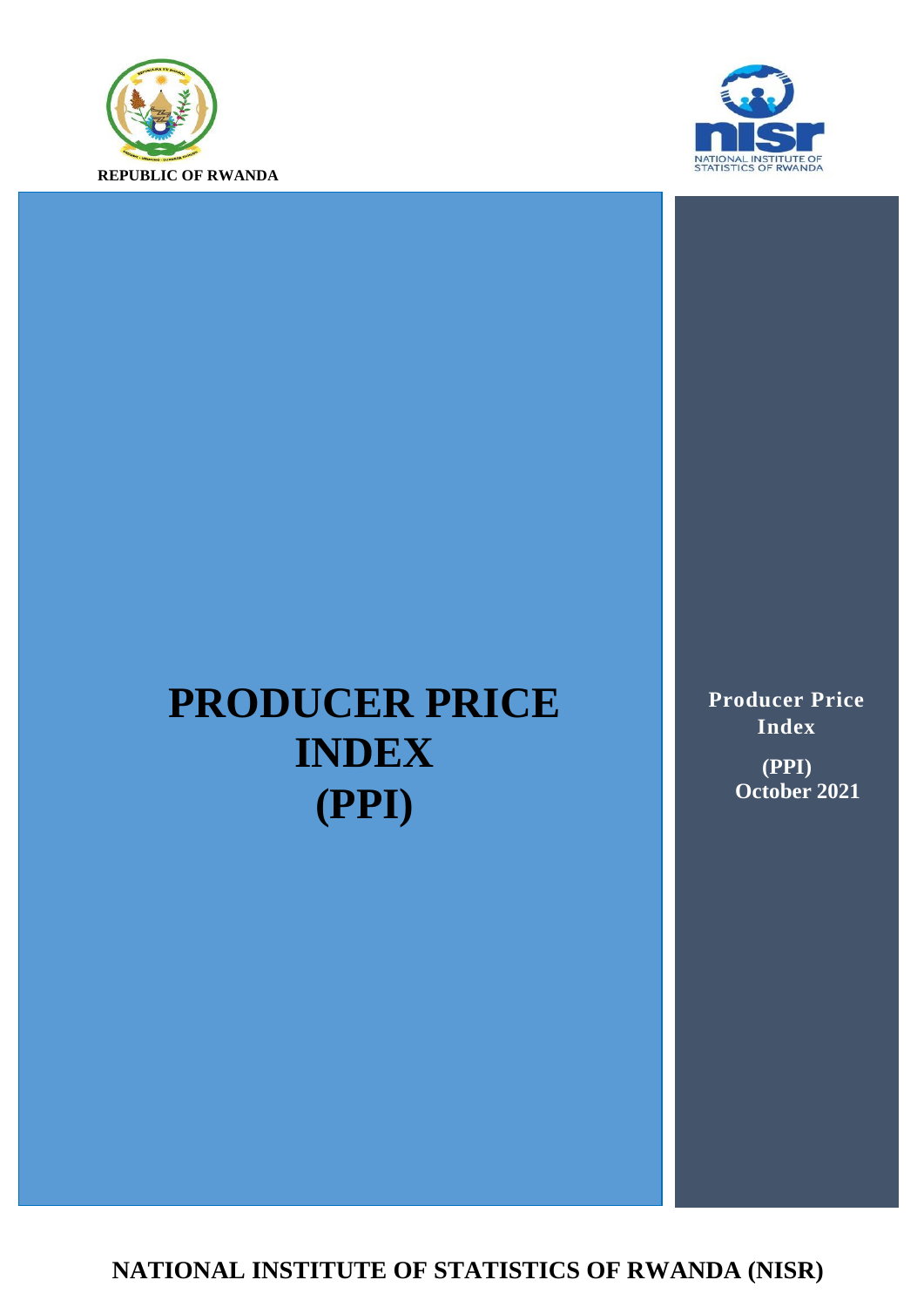**REPUBLIC OF RWANDA**

NATIONAL INSTITUTE OF STATISTICS OF RWANDA

# PRODUCER PRICE INDEX (PPI)

**Producer Price Index**

**(PPI)**
**October 2021**

**NATIONAL INSTITUTE OF STATISTICS OF RWANDA (NISR)**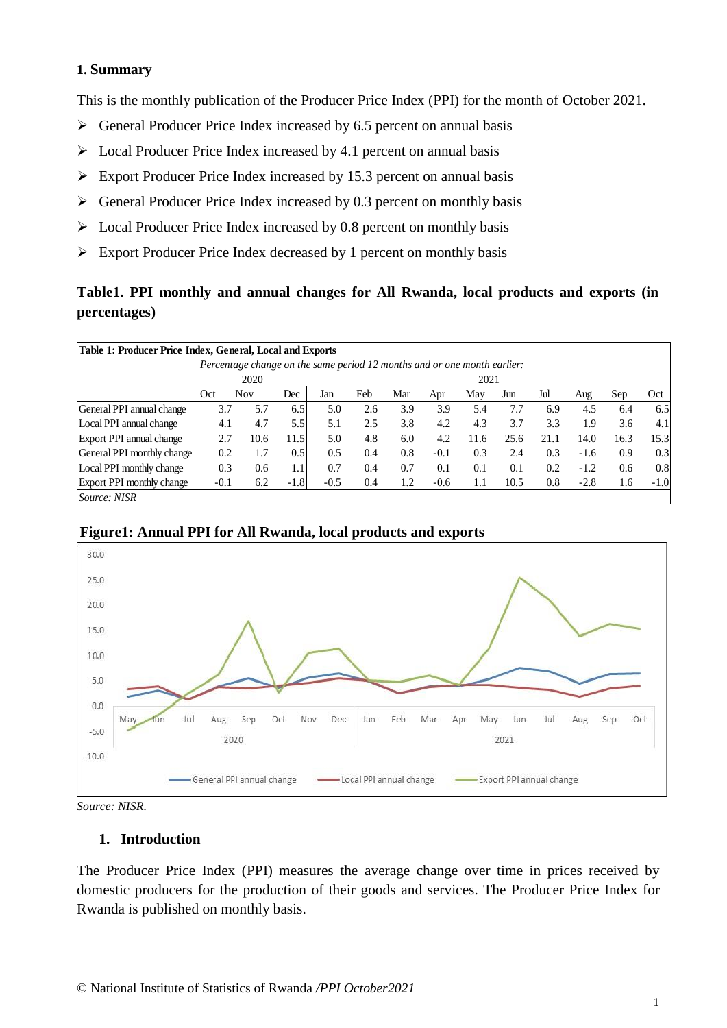### 1. Summary

This is the monthly publication of the Producer Price Index (PPI) for the month of October 2021.

- General Producer Price Index increased by 6.5 percent on annual basis
- Local Producer Price Index increased by 4.1 percent on annual basis
- Export Producer Price Index increased by 15.3 percent on annual basis
- General Producer Price Index increased by 0.3 percent on monthly basis
- Local Producer Price Index increased by 0.8 percent on monthly basis
- Export Producer Price Index decreased by 1 percent on monthly basis

### Table1. PPI monthly and annual changes for All Rwanda, local products and exports (in percentages)

**Table 1: Producer Price Index, General, Local and Exports**

*Percentage change on the same period 12 months and or one month earlier:*

| | 2020 | | | 2021 | | | | | | | | | |
|---|---|---|---|---|---|---|---|---|---|---|---|---|---|
| | Oct | Nov | Dec | Jan | Feb | Mar | Apr | May | Jun | Jul | Aug | Sep | Oct |
| General PPI annual change | 3.7 | 5.7 | 6.5 | 5.0 | 2.6 | 3.9 | 3.9 | 5.4 | 7.7 | 6.9 | 4.5 | 6.4 | 6.5 |
| Local PPI annual change | 4.1 | 4.7 | 5.5 | 5.1 | 2.5 | 3.8 | 4.2 | 4.3 | 3.7 | 3.3 | 1.9 | 3.6 | 4.1 |
| Export PPI annual change | 2.7 | 10.6 | 11.5 | 5.0 | 4.8 | 6.0 | 4.2 | 11.6 | 25.6 | 21.1 | 14.0 | 16.3 | 15.3 |
| General PPI monthly change | 0.2 | 1.7 | 0.5 | 0.5 | 0.4 | 0.8 | -0.1 | 0.3 | 2.4 | 0.3 | -1.6 | 0.9 | 0.3 |
| Local PPI monthly change | 0.3 | 0.6 | 1.1 | 0.7 | 0.4 | 0.7 | 0.1 | 0.1 | 0.1 | 0.2 | -1.2 | 0.6 | 0.8 |
| Export PPI monthly change | -0.1 | 6.2 | -1.8 | -0.5 | 0.4 | 1.2 | -0.6 | 1.1 | 10.5 | 0.8 | -2.8 | 1.6 | -1.0 |

*Source: NISR*

**Figure1: Annual PPI for All Rwanda, local products and exports**

*Source: NISR.*

### 1. Introduction

The Producer Price Index (PPI) measures the average change over time in prices received by domestic producers for the production of their goods and services. The Producer Price Index for Rwanda is published on monthly basis.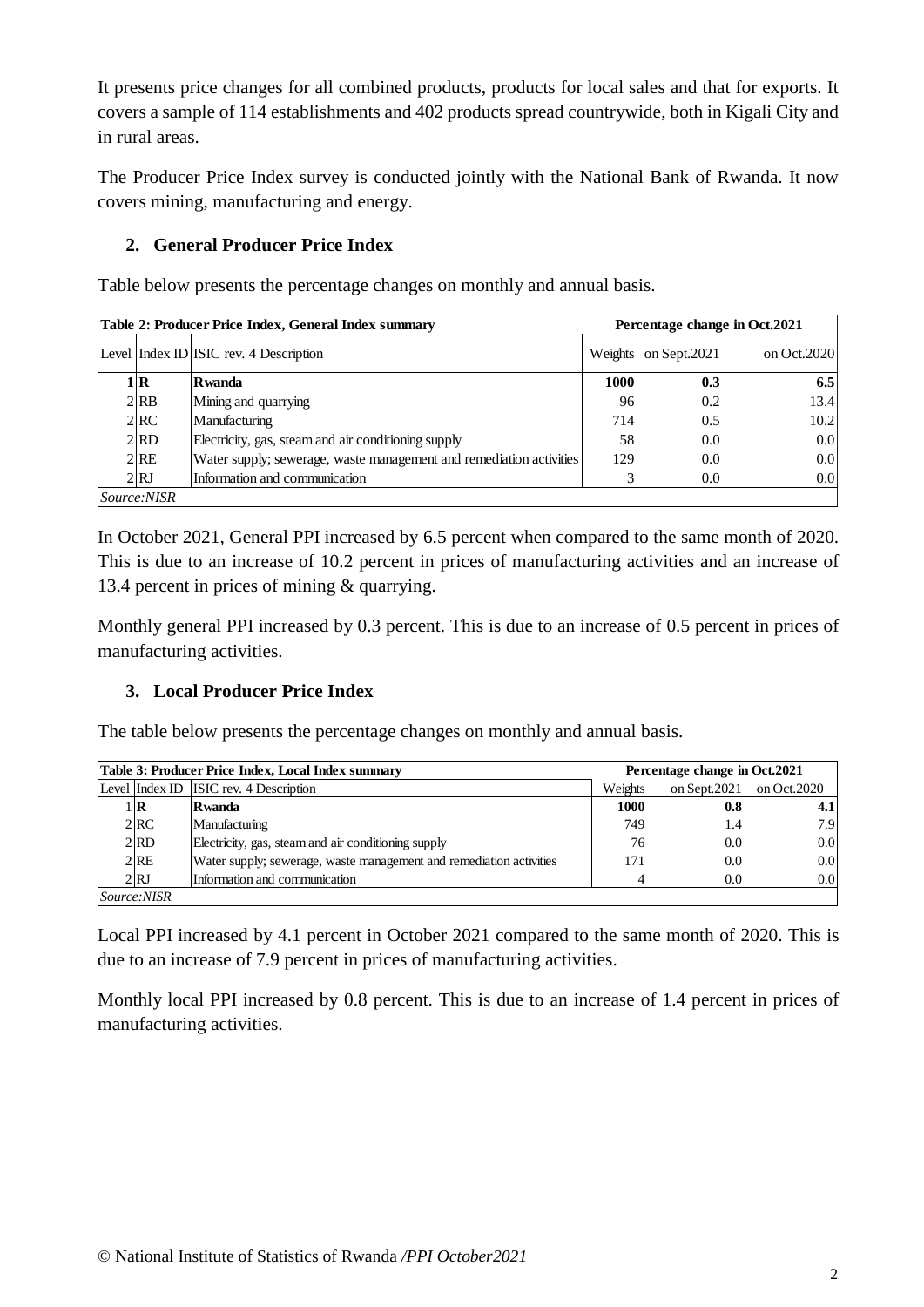It presents price changes for all combined products, products for local sales and that for exports. It covers a sample of 114 establishments and 402 products spread countrywide, both in Kigali City and in rural areas.

The Producer Price Index survey is conducted jointly with the National Bank of Rwanda. It now covers mining, manufacturing and energy.

## 2. General Producer Price Index

Table below presents the percentage changes on monthly and annual basis.

| **Table 2: Producer Price Index, General Index summary** | | | **Percentage change in Oct.2021** | | |
|---|---|---|---|---|---|
| Level | Index ID | ISIC rev. 4 Description | Weights | on Sept.2021 | on Oct.2020 |
| **1** | **R** | **Rwanda** | **1000** | **0.3** | **6.5** |
| 2 | RB | Mining and quarrying | 96 | 0.2 | 13.4 |
| 2 | RC | Manufacturing | 714 | 0.5 | 10.2 |
| 2 | RD | Electricity, gas, steam and air conditioning supply | 58 | 0.0 | 0.0 |
| 2 | RE | Water supply; sewerage, waste management and remediation activities | 129 | 0.0 | 0.0 |
| 2 | RJ | Information and communication | 3 | 0.0 | 0.0 |
| *Source:NISR* | | | | | |

In October 2021, General PPI increased by 6.5 percent when compared to the same month of 2020. This is due to an increase of 10.2 percent in prices of manufacturing activities and an increase of 13.4 percent in prices of mining & quarrying.

Monthly general PPI increased by 0.3 percent. This is due to an increase of 0.5 percent in prices of manufacturing activities.

## 3. Local Producer Price Index

The table below presents the percentage changes on monthly and annual basis.

| **Table 3: Producer Price Index, Local Index summary** | | | **Percentage change in Oct.2021** | | |
|---|---|---|---|---|---|
| Level | Index ID | ISIC rev. 4 Description | Weights | on Sept.2021 | on Oct.2020 |
| 1 | **R** | **Rwanda** | **1000** | **0.8** | **4.1** |
| 2 | RC | Manufacturing | 749 | 1.4 | 7.9 |
| 2 | RD | Electricity, gas, steam and air conditioning supply | 76 | 0.0 | 0.0 |
| 2 | RE | Water supply; sewerage, waste management and remediation activities | 171 | 0.0 | 0.0 |
| 2 | RJ | Information and communication | 4 | 0.0 | 0.0 |
| *Source:NISR* | | | | | |

Local PPI increased by 4.1 percent in October 2021 compared to the same month of 2020. This is due to an increase of 7.9 percent in prices of manufacturing activities.

Monthly local PPI increased by 0.8 percent. This is due to an increase of 1.4 percent in prices of manufacturing activities.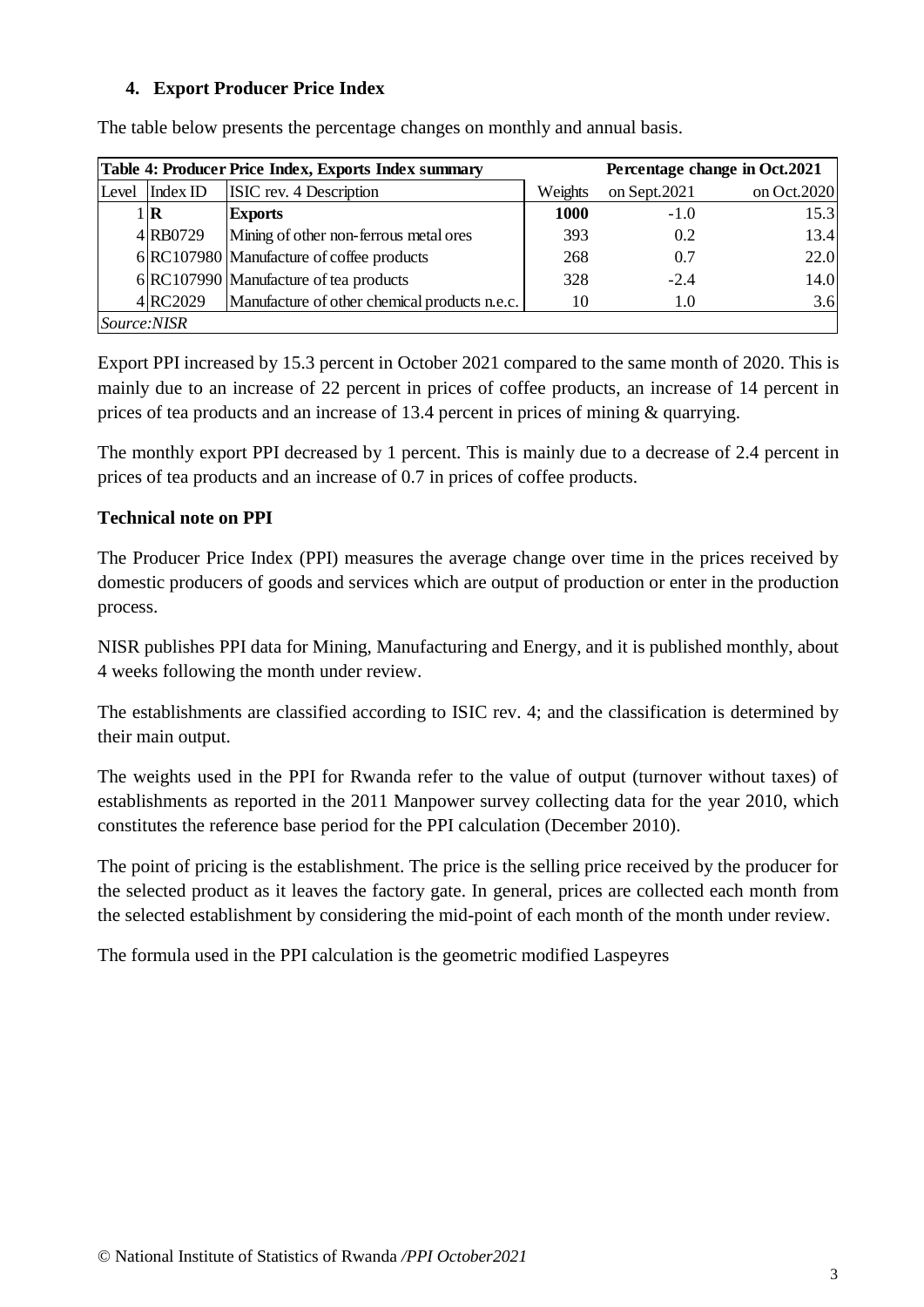### 4. Export Producer Price Index

The table below presents the percentage changes on monthly and annual basis.

| **Table 4: Producer Price Index, Exports Index summary** | | | | **Percentage change in Oct.2021** | |
|---|---|---|---|---|---|
| Level | Index ID | ISIC rev. 4 Description | Weights | on Sept.2021 | on Oct.2020 |
| 1 | **R** | **Exports** | **1000** | -1.0 | 15.3 |
| 4 | RB0729 | Mining of other non-ferrous metal ores | 393 | 0.2 | 13.4 |
| 6 | RC107980 | Manufacture of coffee products | 268 | 0.7 | 22.0 |
| 6 | RC107990 | Manufacture of tea products | 328 | -2.4 | 14.0 |
| 4 | RC2029 | Manufacture of other chemical products n.e.c. | 10 | 1.0 | 3.6 |
| *Source:NISR* | | | | | |

Export PPI increased by 15.3 percent in October 2021 compared to the same month of 2020. This is mainly due to an increase of 22 percent in prices of coffee products, an increase of 14 percent in prices of tea products and an increase of 13.4 percent in prices of mining & quarrying.

The monthly export PPI decreased by 1 percent. This is mainly due to a decrease of 2.4 percent in prices of tea products and an increase of 0.7 in prices of coffee products.

**Technical note on PPI**

The Producer Price Index (PPI) measures the average change over time in the prices received by domestic producers of goods and services which are output of production or enter in the production process.

NISR publishes PPI data for Mining, Manufacturing and Energy, and it is published monthly, about 4 weeks following the month under review.

The establishments are classified according to ISIC rev. 4; and the classification is determined by their main output.

The weights used in the PPI for Rwanda refer to the value of output (turnover without taxes) of establishments as reported in the 2011 Manpower survey collecting data for the year 2010, which constitutes the reference base period for the PPI calculation (December 2010).

The point of pricing is the establishment. The price is the selling price received by the producer for the selected product as it leaves the factory gate. In general, prices are collected each month from the selected establishment by considering the mid-point of each month of the month under review.

The formula used in the PPI calculation is the geometric modified Laspeyres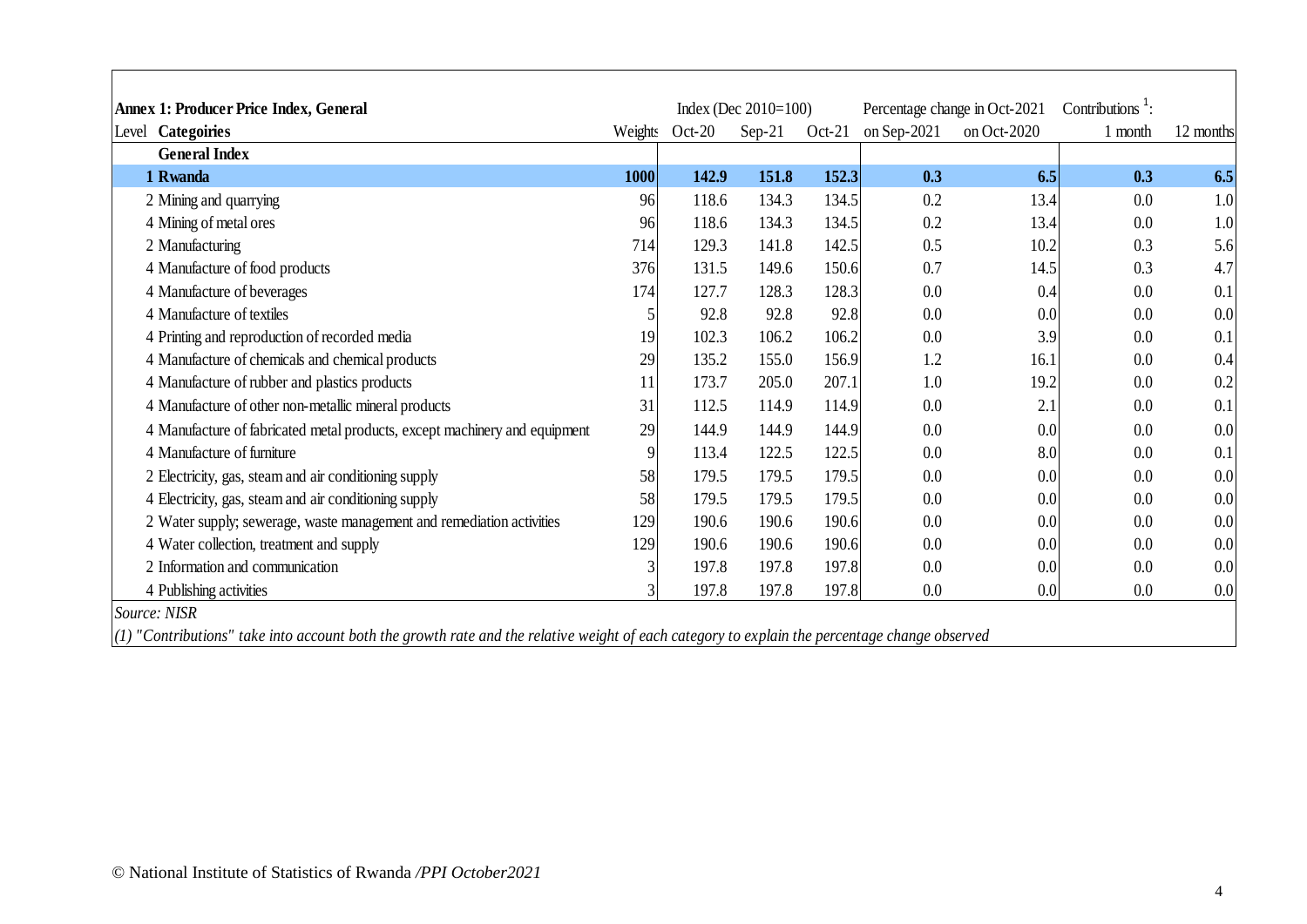| **Annex 1: Producer Price Index, General** | | Index (Dec 2010=100) | | | Percentage change in Oct-2021 | | Contributions [1]: | |
|---|---|---|---|---|---|---|---|---|
| Level **Categoiries** | Weights | Oct-20 | Sep-21 | Oct-21 | on Sep-2021 | on Oct-2020 | 1 month | 12 months |
| **General Index** | | | | | | | | |
| **1 Rwanda** | **1000** | **142.9** | **151.8** | **152.3** | **0.3** | **6.5** | **0.3** | **6.5** |
| 2 Mining and quarrying | 96 | 118.6 | 134.3 | 134.5 | 0.2 | 13.4 | 0.0 | 1.0 |
| 4 Mining of metal ores | 96 | 118.6 | 134.3 | 134.5 | 0.2 | 13.4 | 0.0 | 1.0 |
| 2 Manufacturing | 714 | 129.3 | 141.8 | 142.5 | 0.5 | 10.2 | 0.3 | 5.6 |
| 4 Manufacture of food products | 376 | 131.5 | 149.6 | 150.6 | 0.7 | 14.5 | 0.3 | 4.7 |
| 4 Manufacture of beverages | 174 | 127.7 | 128.3 | 128.3 | 0.0 | 0.4 | 0.0 | 0.1 |
| 4 Manufacture of textiles | 5 | 92.8 | 92.8 | 92.8 | 0.0 | 0.0 | 0.0 | 0.0 |
| 4 Printing and reproduction of recorded media | 19 | 102.3 | 106.2 | 106.2 | 0.0 | 3.9 | 0.0 | 0.1 |
| 4 Manufacture of chemicals and chemical products | 29 | 135.2 | 155.0 | 156.9 | 1.2 | 16.1 | 0.0 | 0.4 |
| 4 Manufacture of rubber and plastics products | 11 | 173.7 | 205.0 | 207.1 | 1.0 | 19.2 | 0.0 | 0.2 |
| 4 Manufacture of other non-metallic mineral products | 31 | 112.5 | 114.9 | 114.9 | 0.0 | 2.1 | 0.0 | 0.1 |
| 4 Manufacture of fabricated metal products, except machinery and equipment | 29 | 144.9 | 144.9 | 144.9 | 0.0 | 0.0 | 0.0 | 0.0 |
| 4 Manufacture of furniture | 9 | 113.4 | 122.5 | 122.5 | 0.0 | 8.0 | 0.0 | 0.1 |
| 2 Electricity, gas, steam and air conditioning supply | 58 | 179.5 | 179.5 | 179.5 | 0.0 | 0.0 | 0.0 | 0.0 |
| 4 Electricity, gas, steam and air conditioning supply | 58 | 179.5 | 179.5 | 179.5 | 0.0 | 0.0 | 0.0 | 0.0 |
| 2 Water supply; sewerage, waste management and remediation activities | 129 | 190.6 | 190.6 | 190.6 | 0.0 | 0.0 | 0.0 | 0.0 |
| 4 Water collection, treatment and supply | 129 | 190.6 | 190.6 | 190.6 | 0.0 | 0.0 | 0.0 | 0.0 |
| 2 Information and communication | 3 | 197.8 | 197.8 | 197.8 | 0.0 | 0.0 | 0.0 | 0.0 |
| 4 Publishing activities | 3 | 197.8 | 197.8 | 197.8 | 0.0 | 0.0 | 0.0 | 0.0 |

*Source: NISR*

*(1) "Contributions" take into account both the growth rate and the relative weight of each category to explain the percentage change observed*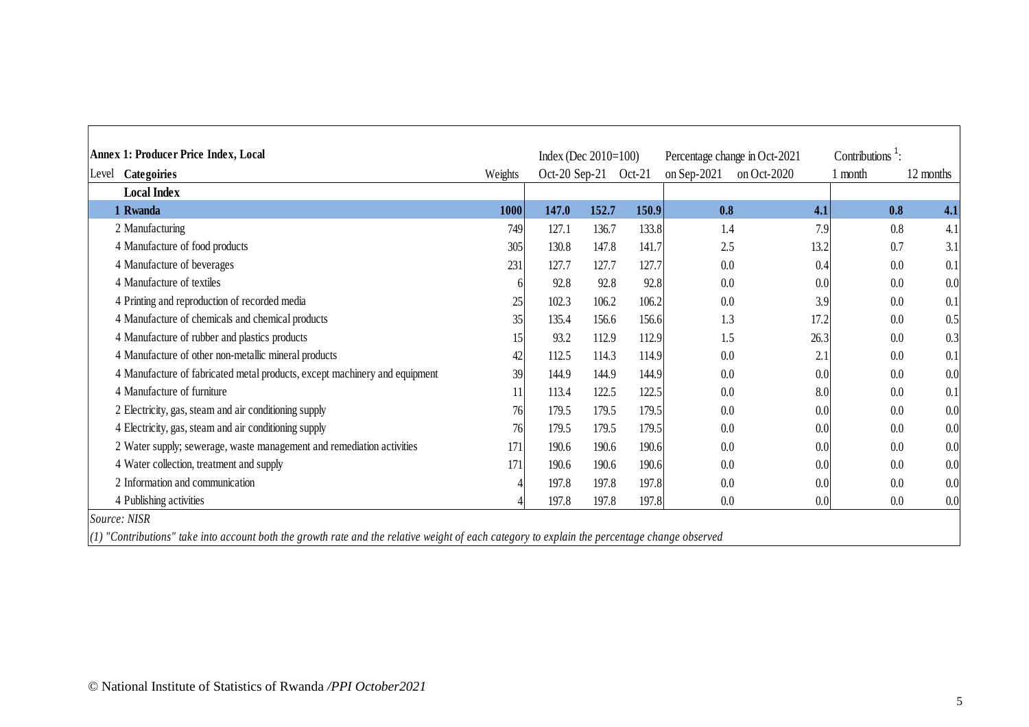| **Annex 1: Producer Price Index, Local** | | | Index (Dec 2010=100) | | | Percentage change in Oct-2021 | | Contributions [1]: | |
|---|---|---|---|---|---|---|---|---|---|
| Level | **Categoiries** | Weights | Oct-20 | Sep-21 | Oct-21 | on Sep-2021 | on Oct-2020 | 1 month | 12 months |
| | **Local Index** | | | | | | | | |
| **1** | **Rwanda** | **1000** | **147.0** | **152.7** | **150.9** | **0.8** | **4.1** | **0.8** | **4.1** |
| 2 | Manufacturing | 749 | 127.1 | 136.7 | 133.8 | 1.4 | 7.9 | 0.8 | 4.1 |
| 4 | Manufacture of food products | 305 | 130.8 | 147.8 | 141.7 | 2.5 | 13.2 | 0.7 | 3.1 |
| 4 | Manufacture of beverages | 231 | 127.7 | 127.7 | 127.7 | 0.0 | 0.4 | 0.0 | 0.1 |
| 4 | Manufacture of textiles | 6 | 92.8 | 92.8 | 92.8 | 0.0 | 0.0 | 0.0 | 0.0 |
| 4 | Printing and reproduction of recorded media | 25 | 102.3 | 106.2 | 106.2 | 0.0 | 3.9 | 0.0 | 0.1 |
| 4 | Manufacture of chemicals and chemical products | 35 | 135.4 | 156.6 | 156.6 | 1.3 | 17.2 | 0.0 | 0.5 |
| 4 | Manufacture of rubber and plastics products | 15 | 93.2 | 112.9 | 112.9 | 1.5 | 26.3 | 0.0 | 0.3 |
| 4 | Manufacture of other non-metallic mineral products | 42 | 112.5 | 114.3 | 114.9 | 0.0 | 2.1 | 0.0 | 0.1 |
| 4 | Manufacture of fabricated metal products, except machinery and equipment | 39 | 144.9 | 144.9 | 144.9 | 0.0 | 0.0 | 0.0 | 0.0 |
| 4 | Manufacture of furniture | 11 | 113.4 | 122.5 | 122.5 | 0.0 | 8.0 | 0.0 | 0.1 |
| 2 | Electricity, gas, steam and air conditioning supply | 76 | 179.5 | 179.5 | 179.5 | 0.0 | 0.0 | 0.0 | 0.0 |
| 4 | Electricity, gas, steam and air conditioning supply | 76 | 179.5 | 179.5 | 179.5 | 0.0 | 0.0 | 0.0 | 0.0 |
| 2 | Water supply; sewerage, waste management and remediation activities | 171 | 190.6 | 190.6 | 190.6 | 0.0 | 0.0 | 0.0 | 0.0 |
| 4 | Water collection, treatment and supply | 171 | 190.6 | 190.6 | 190.6 | 0.0 | 0.0 | 0.0 | 0.0 |
| 2 | Information and communication | 4 | 197.8 | 197.8 | 197.8 | 0.0 | 0.0 | 0.0 | 0.0 |
| 4 | Publishing activities | 4 | 197.8 | 197.8 | 197.8 | 0.0 | 0.0 | 0.0 | 0.0 |

*Source: NISR*

*(1) "Contributions" take into account both the growth rate and the relative weight of each category to explain the percentage change observed*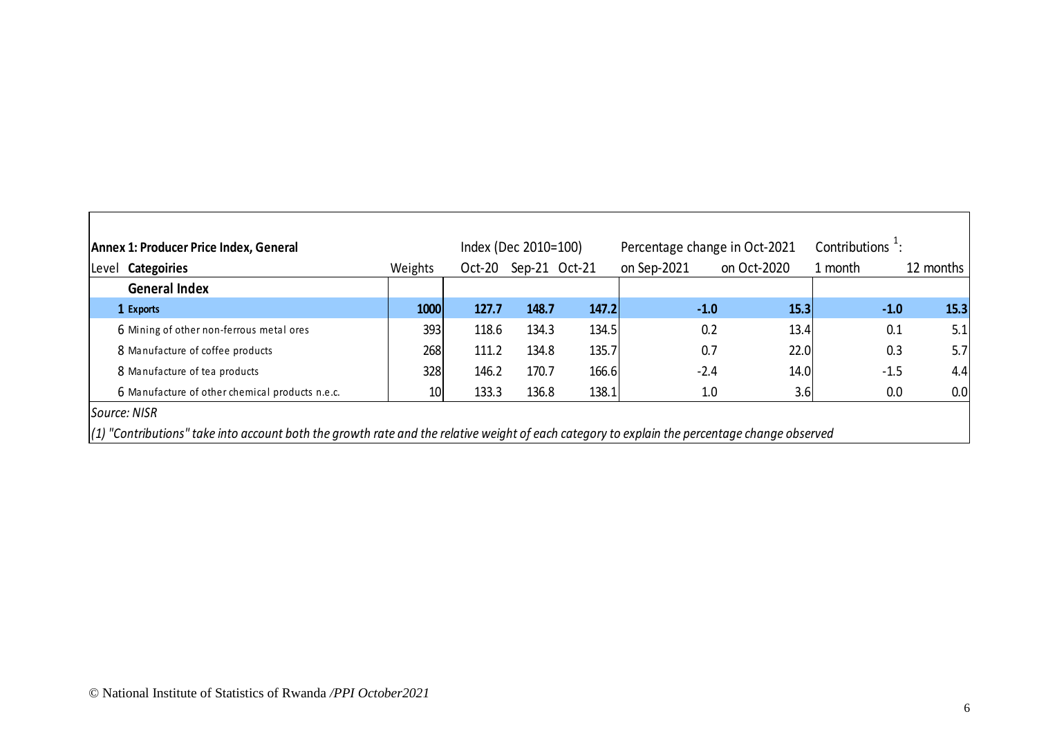| **Annex 1: Producer Price Index, General** | | | Index (Dec 2010=100) | | | Percentage change in Oct-2021 | | Contributions [1]: | |
|---|---|---|---|---|---|---|---|---|---|
| Level | **Categoiries** | Weights | Oct-20 | Sep-21 | Oct-21 | on Sep-2021 | on Oct-2020 | 1 month | 12 months |
| | **General Index** | | | | | | | | |
| **1** | **Exports** | **1000** | **127.7** | **148.7** | **147.2** | **-1.0** | **15.3** | **-1.0** | **15.3** |
| 6 | Mining of other non-ferrous metal ores | 393 | 118.6 | 134.3 | 134.5 | 0.2 | 13.4 | 0.1 | 5.1 |
| 8 | Manufacture of coffee products | 268 | 111.2 | 134.8 | 135.7 | 0.7 | 22.0 | 0.3 | 5.7 |
| 8 | Manufacture of tea products | 328 | 146.2 | 170.7 | 166.6 | -2.4 | 14.0 | -1.5 | 4.4 |
| 6 | Manufacture of other chemical products n.e.c. | 10 | 133.3 | 136.8 | 138.1 | 1.0 | 3.6 | 0.0 | 0.0 |

*Source: NISR*

*(1) "Contributions" take into account both the growth rate and the relative weight of each category to explain the percentage change observed*

© National Institute of Statistics of Rwanda */PPI October2021*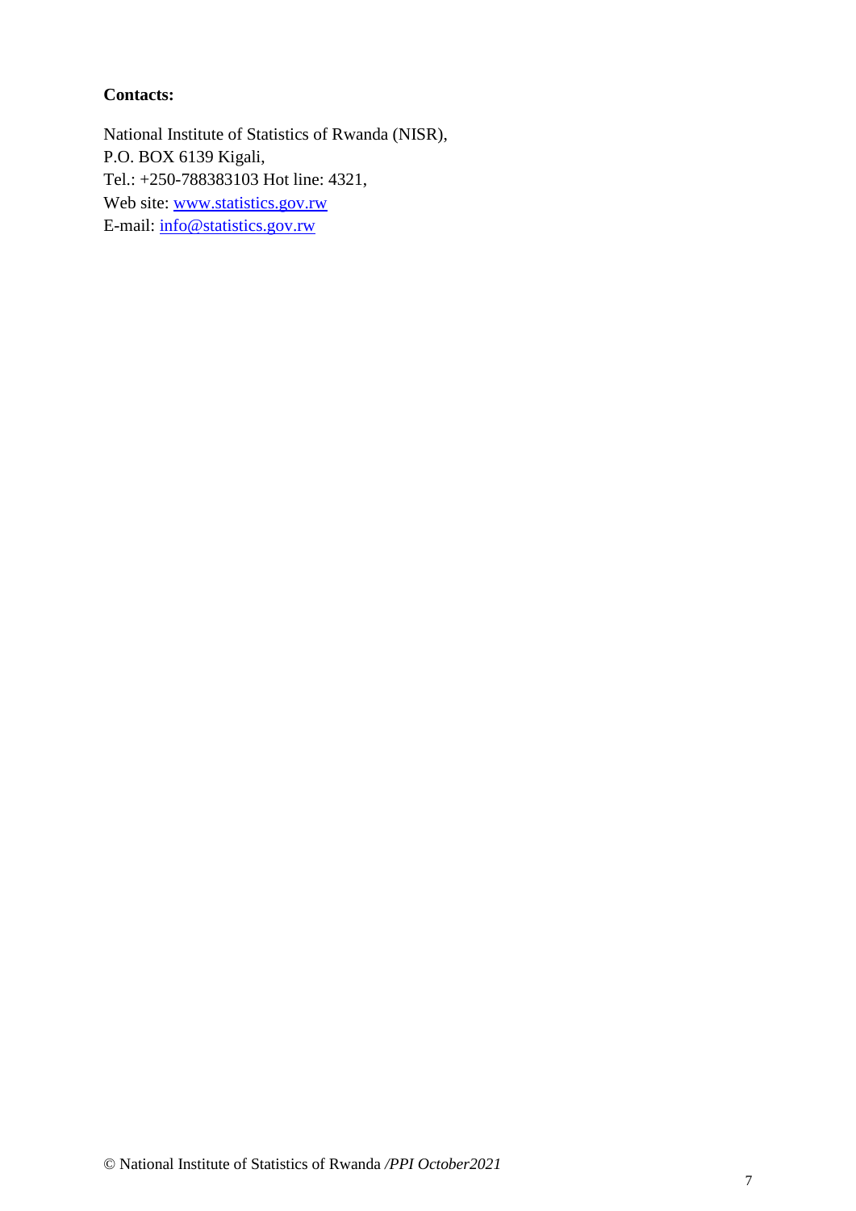**Contacts:**

National Institute of Statistics of Rwanda (NISR),  
P.O. BOX 6139 Kigali,  
Tel.: +250-788383103 Hot line: 4321,  
Web site: [www.statistics.gov.rw](http://www.statistics.gov.rw)  
E-mail: [info@statistics.gov.rw](mailto:info@statistics.gov.rw)